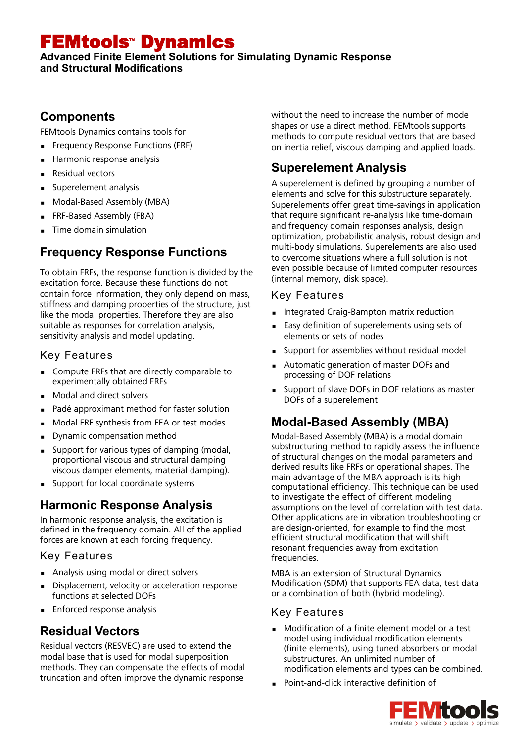# FEMtools™ Dynamics

**Advanced Finite Element Solutions for Simulating Dynamic Response and Structural Modifications**

## Components

FEMtools Dynamics contains tools for

- Frequency Response Functions (FRF)
- Harmonic response analysis
- Residual vectors
- Superelement analysis
- Modal-Based Assembly (MBA)
- FRF-Based Assembly (FBA)
- Time domain simulation

## Frequency Response Functions

To obtain FRFs, the response function is divided by the excitation force. Because these functions do not contain force information, they only depend on mass, stiffness and damping properties of the structure, just like the modal properties. Therefore they are also suitable as responses for correlation analysis, sensitivity analysis and model updating.

### Key Features

- Compute FRFs that are directly comparable to experimentally obtained FRFs
- Modal and direct solvers
- Padé approximant method for faster solution
- Modal FRF synthesis from FEA or test modes
- Dynamic compensation method
- Support for various types of damping (modal, proportional viscous and structural damping viscous damper elements, material damping).
- Support for local coordinate systems

## Harmonic Response Analysis

In harmonic response analysis, the excitation is defined in the frequency domain. All of the applied forces are known at each forcing frequency.

### Key Features

- Analysis using modal or direct solvers
- Displacement, velocity or acceleration response functions at selected DOFs
- Enforced response analysis

## Residual Vectors

Residual vectors (RESVEC) are used to extend the modal base that is used for modal superposition methods. They can compensate the effects of modal truncation and often improve the dynamic response without the need to increase the number of mode shapes or use a direct method. FEMtools supports methods to compute residual vectors that are based on inertia relief, viscous damping and applied loads.

## Superelement Analysis

A superelement is defined by grouping a number of elements and solve for this substructure separately. Superelements offer great time-savings in application that require significant re-analysis like time-domain and frequency domain responses analysis, design optimization, probabilistic analysis, robust design and multi-body simulations. Superelements are also used to overcome situations where a full solution is not even possible because of limited computer resources (internal memory, disk space).

### Key Features

- Integrated Craig-Bampton matrix reduction
- Easy definition of superelements using sets of elements or sets of nodes
- Support for assemblies without residual model
- Automatic generation of master DOFs and processing of DOF relations
- Support of slave DOFs in DOF relations as master DOFs of a superelement

## Modal-Based Assembly (MBA)

Modal-Based Assembly (MBA) is a modal domain substructuring method to rapidly assess the influence of structural changes on the modal parameters and derived results like FRFs or operational shapes. The main advantage of the MBA approach is its high computational efficiency. This technique can be used to investigate the effect of different modeling assumptions on the level of correlation with test data. Other applications are in vibration troubleshooting or are design-oriented, for example to find the most efficient structural modification that will shift resonant frequencies away from excitation frequencies.

MBA is an extension of Structural Dynamics Modification (SDM) that supports FEA data, test data or a combination of both (hybrid modeling).

### Key Features

- Modification of a finite element model or a test model using individual modification elements (finite elements), using tuned absorbers or modal substructures. An unlimited number of modification elements and types can be combined.
- Point-and-click interactive definition of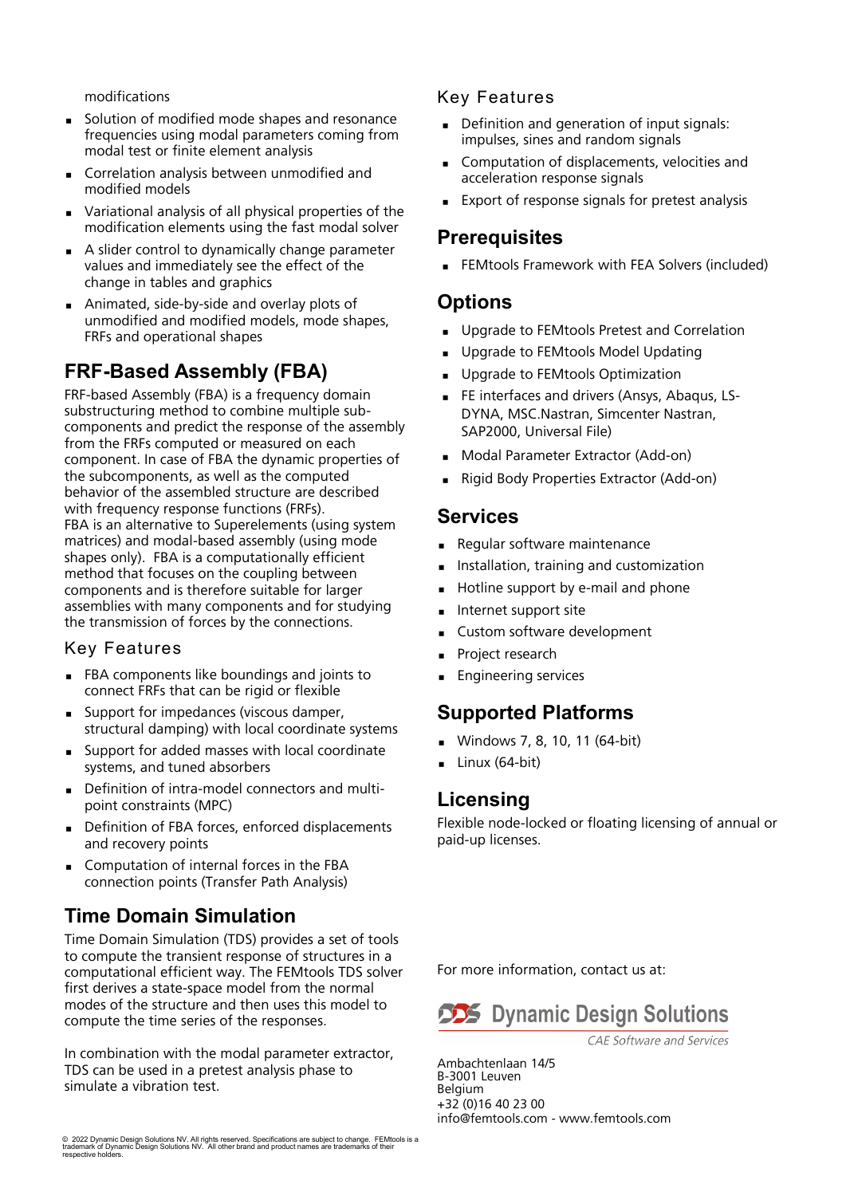modifications

- Solution of modified mode shapes and resonance frequencies using modal parameters coming from modal test or finite element analysis
- Correlation analysis between unmodified and modified models
- Variational analysis of all physical properties of the modification elements using the fast modal solver
- A slider control to dynamically change parameter values and immediately see the effect of the change in tables and graphics
- Animated, side-by-side and overlay plots of unmodified and modified models, mode shapes, FRFs and operational shapes

## FRF-Based Assembly (FBA)

FRF-based Assembly (FBA) is a frequency domain substructuring method to combine multiple sub-components and predict the response of the assembly from the FRFs computed or measured on each component. In case of FBA the dynamic properties of the subcomponents, as well as the computed behavior of the assembled structure are described with frequency response functions (FRFs).
FBA is an alternative to Superelements (using system matrices) and modal-based assembly (using mode shapes only). FBA is a computationally efficient method that focuses on the coupling between components and is therefore suitable for larger assemblies with many components and for studying the transmission of forces by the connections.

### Key Features

- FBA components like boundings and joints to connect FRFs that can be rigid or flexible
- Support for impedances (viscous damper, structural damping) with local coordinate systems
- Support for added masses with local coordinate systems, and tuned absorbers
- Definition of intra-model connectors and multi-point constraints (MPC)
- Definition of FBA forces, enforced displacements and recovery points
- Computation of internal forces in the FBA connection points (Transfer Path Analysis)

## Time Domain Simulation

Time Domain Simulation (TDS) provides a set of tools to compute the transient response of structures in a computational efficient way. The FEMtools TDS solver first derives a state-space model from the normal modes of the structure and then uses this model to compute the time series of the responses.

In combination with the modal parameter extractor, TDS can be used in a pretest analysis phase to simulate a vibration test.

### Key Features

- Definition and generation of input signals: impulses, sines and random signals
- Computation of displacements, velocities and acceleration response signals
- Export of response signals for pretest analysis

## Prerequisites

- FEMtools Framework with FEA Solvers (included)

## Options

- Upgrade to FEMtools Pretest and Correlation
- Upgrade to FEMtools Model Updating
- Upgrade to FEMtools Optimization
- FE interfaces and drivers (Ansys, Abaqus, LS-DYNA, MSC.Nastran, Simcenter Nastran, SAP2000, Universal File)
- Modal Parameter Extractor (Add-on)
- Rigid Body Properties Extractor (Add-on)

## Services

- Regular software maintenance
- Installation, training and customization
- Hotline support by e-mail and phone
- Internet support site
- Custom software development
- Project research
- Engineering services

## Supported Platforms

- Windows 7, 8, 10, 11 (64-bit)
- Linux (64-bit)

## Licensing

Flexible node-locked or floating licensing of annual or paid-up licenses.

For more information, contact us at:

DDS Dynamic Design Solutions
*CAE Software and Services*

Ambachtenlaan 14/5
B-3001 Leuven
Belgium
+32 (0)16 40 23 00
info@femtools.com - www.femtools.com

© 2022 Dynamic Design Solutions NV. All rights reserved. Specifications are subject to change. FEMtools is a trademark of Dynamic Design Solutions NV. All other brand and product names are trademarks of their respective holders.